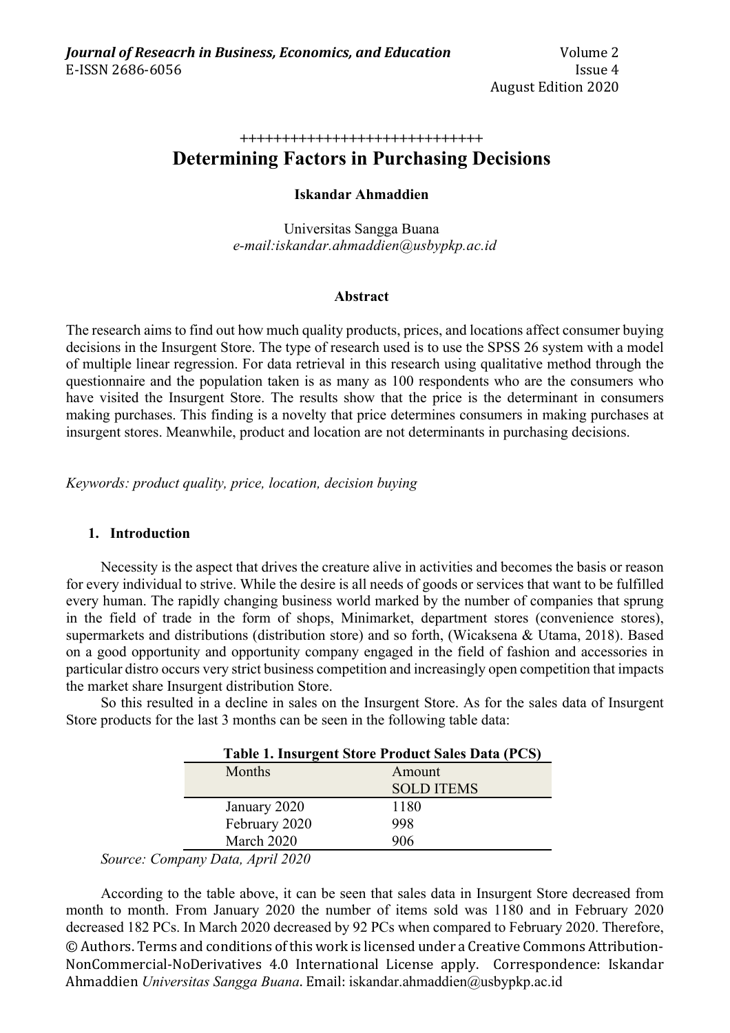+++++++++++++++++++++++++++++

# Determining Factors in Purchasing Decisions

**Iskandar Ahmaddien**

Universitas Sangga Buana
*e-mail:iskandar.ahmaddien@usbypkp.ac.id*

### Abstract

The research aims to find out how much quality products, prices, and locations affect consumer buying decisions in the Insurgent Store. The type of research used is to use the SPSS 26 system with a model of multiple linear regression. For data retrieval in this research using qualitative method through the questionnaire and the population taken is as many as 100 respondents who are the consumers who have visited the Insurgent Store. The results show that the price is the determinant in consumers making purchases. This finding is a novelty that price determines consumers in making purchases at insurgent stores. Meanwhile, product and location are not determinants in purchasing decisions.

*Keywords: product quality, price, location, decision buying*

## 1. Introduction

Necessity is the aspect that drives the creature alive in activities and becomes the basis or reason for every individual to strive. While the desire is all needs of goods or services that want to be fulfilled every human. The rapidly changing business world marked by the number of companies that sprung in the field of trade in the form of shops, Minimarket, department stores (convenience stores), supermarkets and distributions (distribution store) and so forth, (Wicaksena & Utama, 2018). Based on a good opportunity and opportunity company engaged in the field of fashion and accessories in particular distro occurs very strict business competition and increasingly open competition that impacts the market share Insurgent distribution Store.

So this resulted in a decline in sales on the Insurgent Store. As for the sales data of Insurgent Store products for the last 3 months can be seen in the following table data:

**Table 1. Insurgent Store Product Sales Data (PCS)**

| Months | Amount SOLD ITEMS |
|---|---|
| January 2020 | 1180 |
| February 2020 | 998 |
| March 2020 | 906 |

*Source: Company Data, April 2020*

According to the table above, it can be seen that sales data in Insurgent Store decreased from month to month. From January 2020 the number of items sold was 1180 and in February 2020 decreased 182 PCs. In March 2020 decreased by 92 PCs when compared to February 2020. Therefore,

© Authors. Terms and conditions of this work is licensed under a Creative Commons Attribution-NonCommercial-NoDerivatives 4.0 International License apply. Correspondence: Iskandar Ahmaddien *Universitas Sangga Buana*. Email: iskandar.ahmaddien@usbypkp.ac.id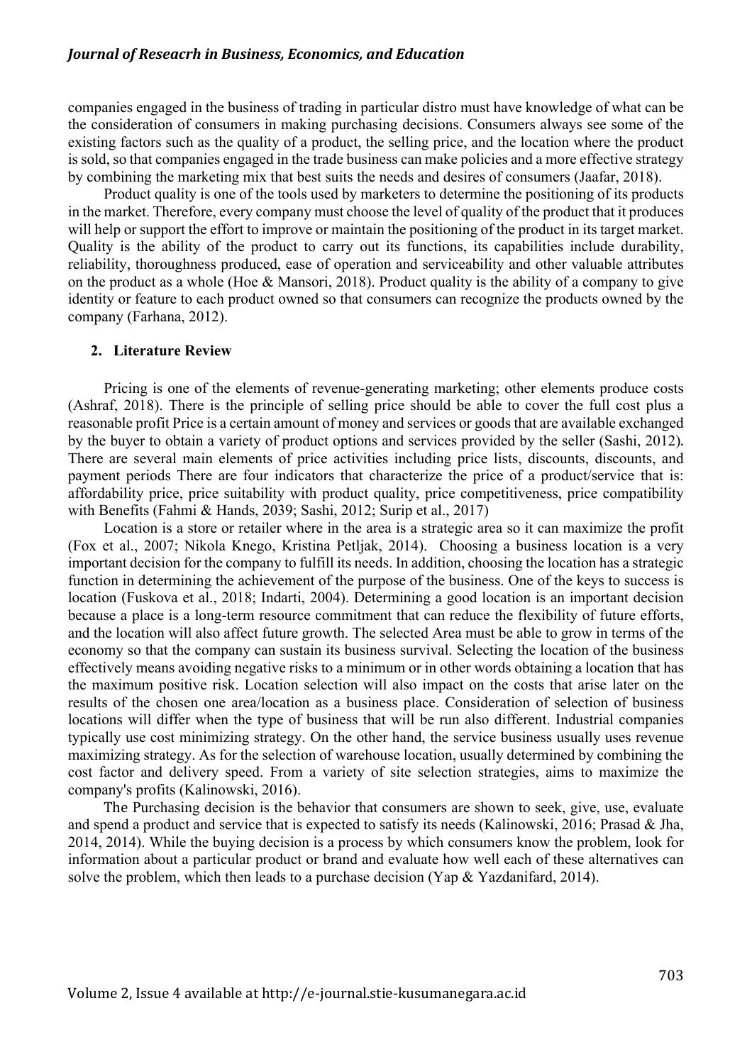companies engaged in the business of trading in particular distro must have knowledge of what can be the consideration of consumers in making purchasing decisions. Consumers always see some of the existing factors such as the quality of a product, the selling price, and the location where the product is sold, so that companies engaged in the trade business can make policies and a more effective strategy by combining the marketing mix that best suits the needs and desires of consumers (Jaafar, 2018).

Product quality is one of the tools used by marketers to determine the positioning of its products in the market. Therefore, every company must choose the level of quality of the product that it produces will help or support the effort to improve or maintain the positioning of the product in its target market. Quality is the ability of the product to carry out its functions, its capabilities include durability, reliability, thoroughness produced, ease of operation and serviceability and other valuable attributes on the product as a whole (Hoe & Mansori, 2018). Product quality is the ability of a company to give identity or feature to each product owned so that consumers can recognize the products owned by the company (Farhana, 2012).

## 2. Literature Review

Pricing is one of the elements of revenue-generating marketing; other elements produce costs (Ashraf, 2018). There is the principle of selling price should be able to cover the full cost plus a reasonable profit Price is a certain amount of money and services or goods that are available exchanged by the buyer to obtain a variety of product options and services provided by the seller (Sashi, 2012). There are several main elements of price activities including price lists, discounts, discounts, and payment periods There are four indicators that characterize the price of a product/service that is: affordability price, price suitability with product quality, price competitiveness, price compatibility with Benefits (Fahmi & Hands, 2039; Sashi, 2012; Surip et al., 2017)

Location is a store or retailer where in the area is a strategic area so it can maximize the profit (Fox et al., 2007; Nikola Knego, Kristina Petljak, 2014). Choosing a business location is a very important decision for the company to fulfill its needs. In addition, choosing the location has a strategic function in determining the achievement of the purpose of the business. One of the keys to success is location (Fuskova et al., 2018; Indarti, 2004). Determining a good location is an important decision because a place is a long-term resource commitment that can reduce the flexibility of future efforts, and the location will also affect future growth. The selected Area must be able to grow in terms of the economy so that the company can sustain its business survival. Selecting the location of the business effectively means avoiding negative risks to a minimum or in other words obtaining a location that has the maximum positive risk. Location selection will also impact on the costs that arise later on the results of the chosen one area/location as a business place. Consideration of selection of business locations will differ when the type of business that will be run also different. Industrial companies typically use cost minimizing strategy. On the other hand, the service business usually uses revenue maximizing strategy. As for the selection of warehouse location, usually determined by combining the cost factor and delivery speed. From a variety of site selection strategies, aims to maximize the company's profits (Kalinowski, 2016).

The Purchasing decision is the behavior that consumers are shown to seek, give, use, evaluate and spend a product and service that is expected to satisfy its needs (Kalinowski, 2016; Prasad & Jha, 2014, 2014). While the buying decision is a process by which consumers know the problem, look for information about a particular product or brand and evaluate how well each of these alternatives can solve the problem, which then leads to a purchase decision (Yap & Yazdanifard, 2014).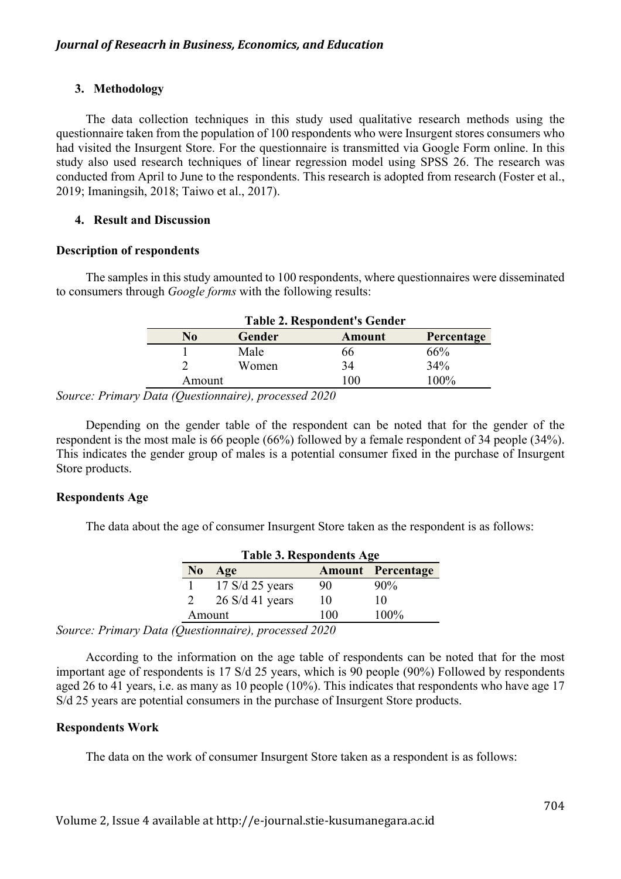## 3. Methodology

The data collection techniques in this study used qualitative research methods using the questionnaire taken from the population of 100 respondents who were Insurgent stores consumers who had visited the Insurgent Store. For the questionnaire is transmitted via Google Form online. In this study also used research techniques of linear regression model using SPSS 26. The research was conducted from April to June to the respondents. This research is adopted from research (Foster et al., 2019; Imaningsih, 2018; Taiwo et al., 2017).

## 4. Result and Discussion

### Description of respondents

The samples in this study amounted to 100 respondents, where questionnaires were disseminated to consumers through *Google forms* with the following results:

**Table 2. Respondent's Gender**

| No | Gender | Amount | Percentage |
|---|---|---|---|
| 1 | Male | 66 | 66% |
| 2 | Women | 34 | 34% |
| Amount | | 100 | 100% |

*Source: Primary Data (Questionnaire), processed 2020*

Depending on the gender table of the respondent can be noted that for the gender of the respondent is the most male is 66 people (66%) followed by a female respondent of 34 people (34%). This indicates the gender group of males is a potential consumer fixed in the purchase of Insurgent Store products.

### Respondents Age

The data about the age of consumer Insurgent Store taken as the respondent is as follows:

**Table 3. Respondents Age**

| No | Age | Amount | Percentage |
|---|---|---|---|
| 1 | 17 S/d 25 years | 90 | 90% |
| 2 | 26 S/d 41 years | 10 | 10 |
| Amount | | 100 | 100% |

*Source: Primary Data (Questionnaire), processed 2020*

According to the information on the age table of respondents can be noted that for the most important age of respondents is 17 S/d 25 years, which is 90 people (90%) Followed by respondents aged 26 to 41 years, i.e. as many as 10 people (10%). This indicates that respondents who have age 17 S/d 25 years are potential consumers in the purchase of Insurgent Store products.

### Respondents Work

The data on the work of consumer Insurgent Store taken as a respondent is as follows: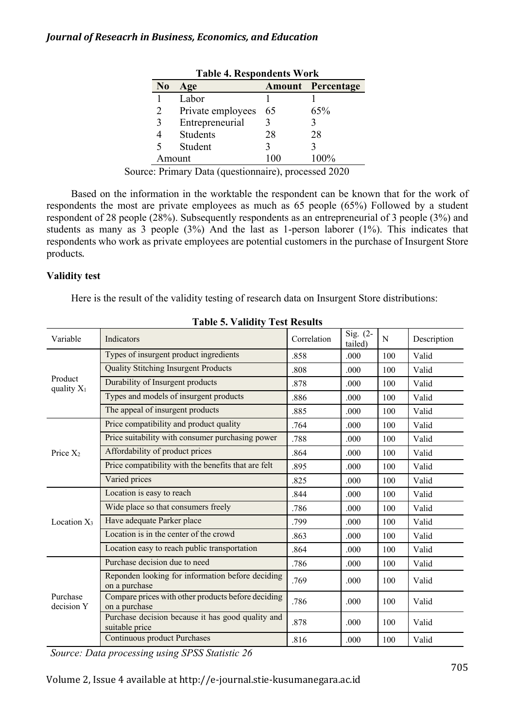**Table 4. Respondents Work**

| No | Age | Amount | Percentage |
|---|---|---|---|
| 1 | Labor | 1 | 1 |
| 2 | Private employees | 65 | 65% |
| 3 | Entrepreneurial | 3 | 3 |
| 4 | Students | 28 | 28 |
| 5 | Student | 3 | 3 |
| Amount | | 100 | 100% |

Source: Primary Data (questionnaire), processed 2020

Based on the information in the worktable the respondent can be known that for the work of respondents the most are private employees as much as 65 people (65%) Followed by a student respondent of 28 people (28%). Subsequently respondents as an entrepreneurial of 3 people (3%) and students as many as 3 people (3%) And the last as 1-person laborer (1%). This indicates that respondents who work as private employees are potential customers in the purchase of Insurgent Store products.

**Validity test**

Here is the result of the validity testing of research data on Insurgent Store distributions:

**Table 5. Validity Test Results**

| Variable | Indicators | Correlation | Sig. (2-tailed) | N | Description |
|---|---|---|---|---|---|
| Product quality $X_1$ | Types of insurgent product ingredients | .858 | .000 | 100 | Valid |
| | Quality Stitching Insurgent Products | .808 | .000 | 100 | Valid |
| | Durability of Insurgent products | .878 | .000 | 100 | Valid |
| | Types and models of insurgent products | .886 | .000 | 100 | Valid |
| | The appeal of insurgent products | .885 | .000 | 100 | Valid |
| Price $X_2$ | Price compatibility and product quality | .764 | .000 | 100 | Valid |
| | Price suitability with consumer purchasing power | .788 | .000 | 100 | Valid |
| | Affordability of product prices | .864 | .000 | 100 | Valid |
| | Price compatibility with the benefits that are felt | .895 | .000 | 100 | Valid |
| | Varied prices | .825 | .000 | 100 | Valid |
| Location $X_3$ | Location is easy to reach | .844 | .000 | 100 | Valid |
| | Wide place so that consumers freely | .786 | .000 | 100 | Valid |
| | Have adequate Parker place | .799 | .000 | 100 | Valid |
| | Location is in the center of the crowd | .863 | .000 | 100 | Valid |
| | Location easy to reach public transportation | .864 | .000 | 100 | Valid |
| Purchase decision Y | Purchase decision due to need | .786 | .000 | 100 | Valid |
| | Reponden looking for information before deciding on a purchase | .769 | .000 | 100 | Valid |
| | Compare prices with other products before deciding on a purchase | .786 | .000 | 100 | Valid |
| | Purchase decision because it has good quality and suitable price | .878 | .000 | 100 | Valid |
| | Continuous product Purchases | .816 | .000 | 100 | Valid |

*Source: Data processing using SPSS Statistic 26*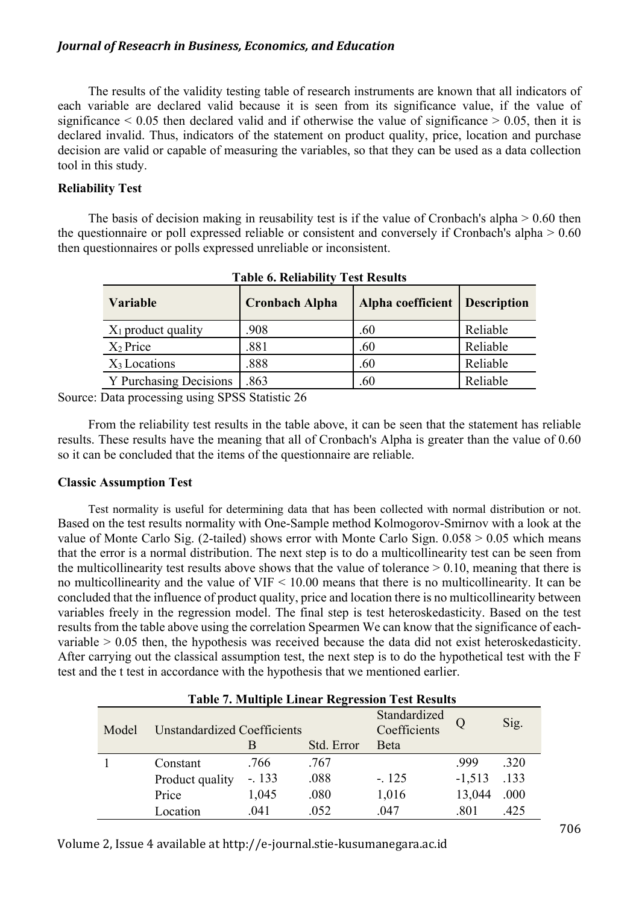The results of the validity testing table of research instruments are known that all indicators of each variable are declared valid because it is seen from its significance value, if the value of significance < 0.05 then declared valid and if otherwise the value of significance > 0.05, then it is declared invalid. Thus, indicators of the statement on product quality, price, location and purchase decision are valid or capable of measuring the variables, so that they can be used as a data collection tool in this study.

**Reliability Test**

The basis of decision making in reusability test is if the value of Cronbach's alpha > 0.60 then the questionnaire or poll expressed reliable or consistent and conversely if Cronbach's alpha > 0.60 then questionnaires or polls expressed unreliable or inconsistent.

**Table 6. Reliability Test Results**

| Variable | Cronbach Alpha | Alpha coefficient | Description |
|---|---|---|---|
| $X_1$ product quality | .908 | .60 | Reliable |
| $X_2$ Price | .881 | .60 | Reliable |
| $X_3$ Locations | .888 | .60 | Reliable |
| Y Purchasing Decisions | .863 | .60 | Reliable |

Source: Data processing using SPSS Statistic 26

From the reliability test results in the table above, it can be seen that the statement has reliable results. These results have the meaning that all of Cronbach's Alpha is greater than the value of 0.60 so it can be concluded that the items of the questionnaire are reliable.

**Classic Assumption Test**

Test normality is useful for determining data that has been collected with normal distribution or not. Based on the test results normality with One-Sample method Kolmogorov-Smirnov with a look at the value of Monte Carlo Sig. (2-tailed) shows error with Monte Carlo Sign. 0.058 > 0.05 which means that the error is a normal distribution. The next step is to do a multicollinearity test can be seen from the multicollinearity test results above shows that the value of tolerance > 0.10, meaning that there is no multicollinearity and the value of VIF < 10.00 means that there is no multicollinearity. It can be concluded that the influence of product quality, price and location there is no multicollinearity between variables freely in the regression model. The final step is test heteroskedasticity. Based on the test results from the table above using the correlation Spearmen We can know that the significance of each-variable > 0.05 then, the hypothesis was received because the data did not exist heteroskedasticity. After carrying out the classical assumption test, the next step is to do the hypothetical test with the F test and the t test in accordance with the hypothesis that we mentioned earlier.

**Table 7. Multiple Linear Regression Test Results**

| Model | Unstandardized Coefficients | | | Standardized Coefficients | Q | Sig. |
|---|---|---|---|---|---|---|
| | | B | Std. Error | Beta | | |
| 1 | Constant | .766 | .767 | | .999 | .320 |
| | Product quality | -. 133 | .088 | -. 125 | -1,513 | .133 |
| | Price | 1,045 | .080 | 1,016 | 13,044 | .000 |
| | Location | .041 | .052 | .047 | .801 | .425 |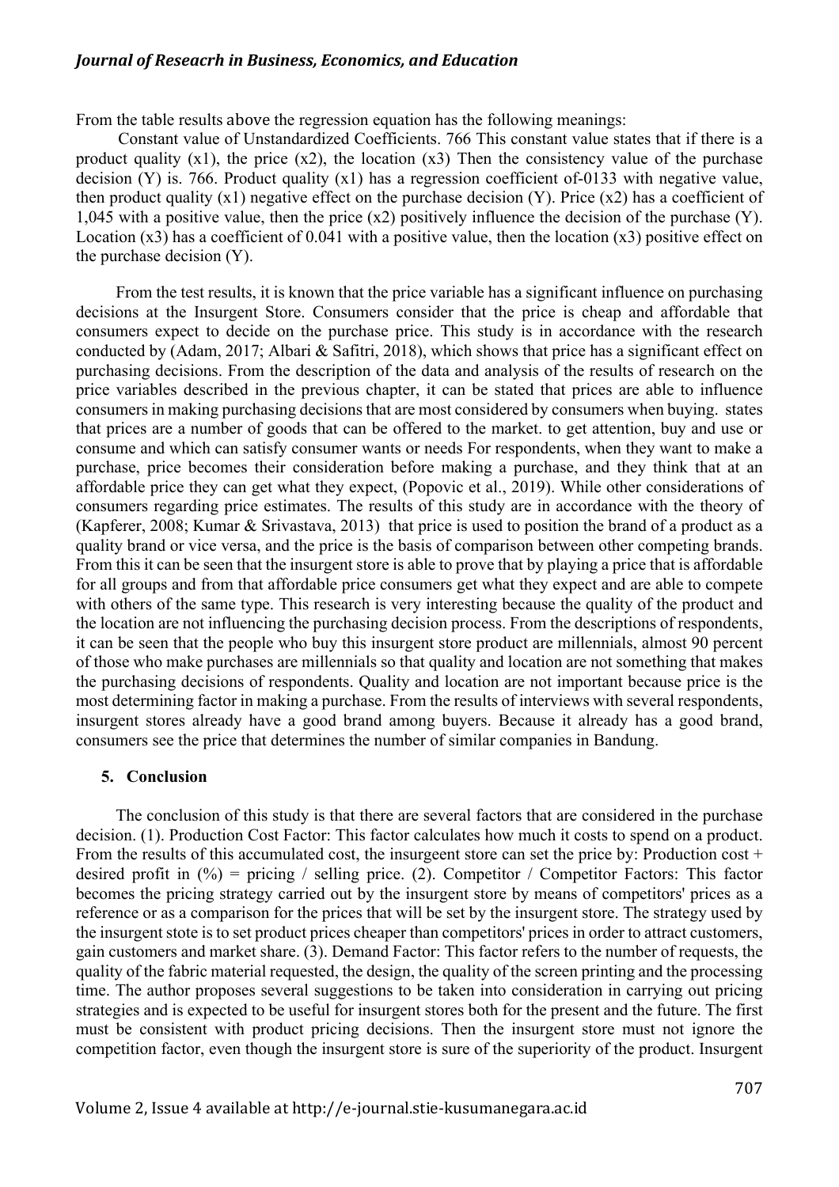From the table results above the regression equation has the following meanings:

Constant value of Unstandardized Coefficients. 766 This constant value states that if there is a product quality (x1), the price (x2), the location (x3) Then the consistency value of the purchase decision (Y) is. 766. Product quality (x1) has a regression coefficient of-0133 with negative value, then product quality (x1) negative effect on the purchase decision (Y). Price (x2) has a coefficient of 1,045 with a positive value, then the price (x2) positively influence the decision of the purchase (Y). Location (x3) has a coefficient of 0.041 with a positive value, then the location (x3) positive effect on the purchase decision (Y).

From the test results, it is known that the price variable has a significant influence on purchasing decisions at the Insurgent Store. Consumers consider that the price is cheap and affordable that consumers expect to decide on the purchase price. This study is in accordance with the research conducted by (Adam, 2017; Albari & Safitri, 2018), which shows that price has a significant effect on purchasing decisions. From the description of the data and analysis of the results of research on the price variables described in the previous chapter, it can be stated that prices are able to influence consumers in making purchasing decisions that are most considered by consumers when buying. states that prices are a number of goods that can be offered to the market. to get attention, buy and use or consume and which can satisfy consumer wants or needs For respondents, when they want to make a purchase, price becomes their consideration before making a purchase, and they think that at an affordable price they can get what they expect, (Popovic et al., 2019). While other considerations of consumers regarding price estimates. The results of this study are in accordance with the theory of (Kapferer, 2008; Kumar & Srivastava, 2013) that price is used to position the brand of a product as a quality brand or vice versa, and the price is the basis of comparison between other competing brands. From this it can be seen that the insurgent store is able to prove that by playing a price that is affordable for all groups and from that affordable price consumers get what they expect and are able to compete with others of the same type. This research is very interesting because the quality of the product and the location are not influencing the purchasing decision process. From the descriptions of respondents, it can be seen that the people who buy this insurgent store product are millennials, almost 90 percent of those who make purchases are millennials so that quality and location are not something that makes the purchasing decisions of respondents. Quality and location are not important because price is the most determining factor in making a purchase. From the results of interviews with several respondents, insurgent stores already have a good brand among buyers. Because it already has a good brand, consumers see the price that determines the number of similar companies in Bandung.

## 5. Conclusion

The conclusion of this study is that there are several factors that are considered in the purchase decision. (1). Production Cost Factor: This factor calculates how much it costs to spend on a product. From the results of this accumulated cost, the insurgeent store can set the price by: Production cost + desired profit in (%) = pricing / selling price. (2). Competitor / Competitor Factors: This factor becomes the pricing strategy carried out by the insurgent store by means of competitors' prices as a reference or as a comparison for the prices that will be set by the insurgent store. The strategy used by the insurgent stote is to set product prices cheaper than competitors' prices in order to attract customers, gain customers and market share. (3). Demand Factor: This factor refers to the number of requests, the quality of the fabric material requested, the design, the quality of the screen printing and the processing time. The author proposes several suggestions to be taken into consideration in carrying out pricing strategies and is expected to be useful for insurgent stores both for the present and the future. The first must be consistent with product pricing decisions. Then the insurgent store must not ignore the competition factor, even though the insurgent store is sure of the superiority of the product. Insurgent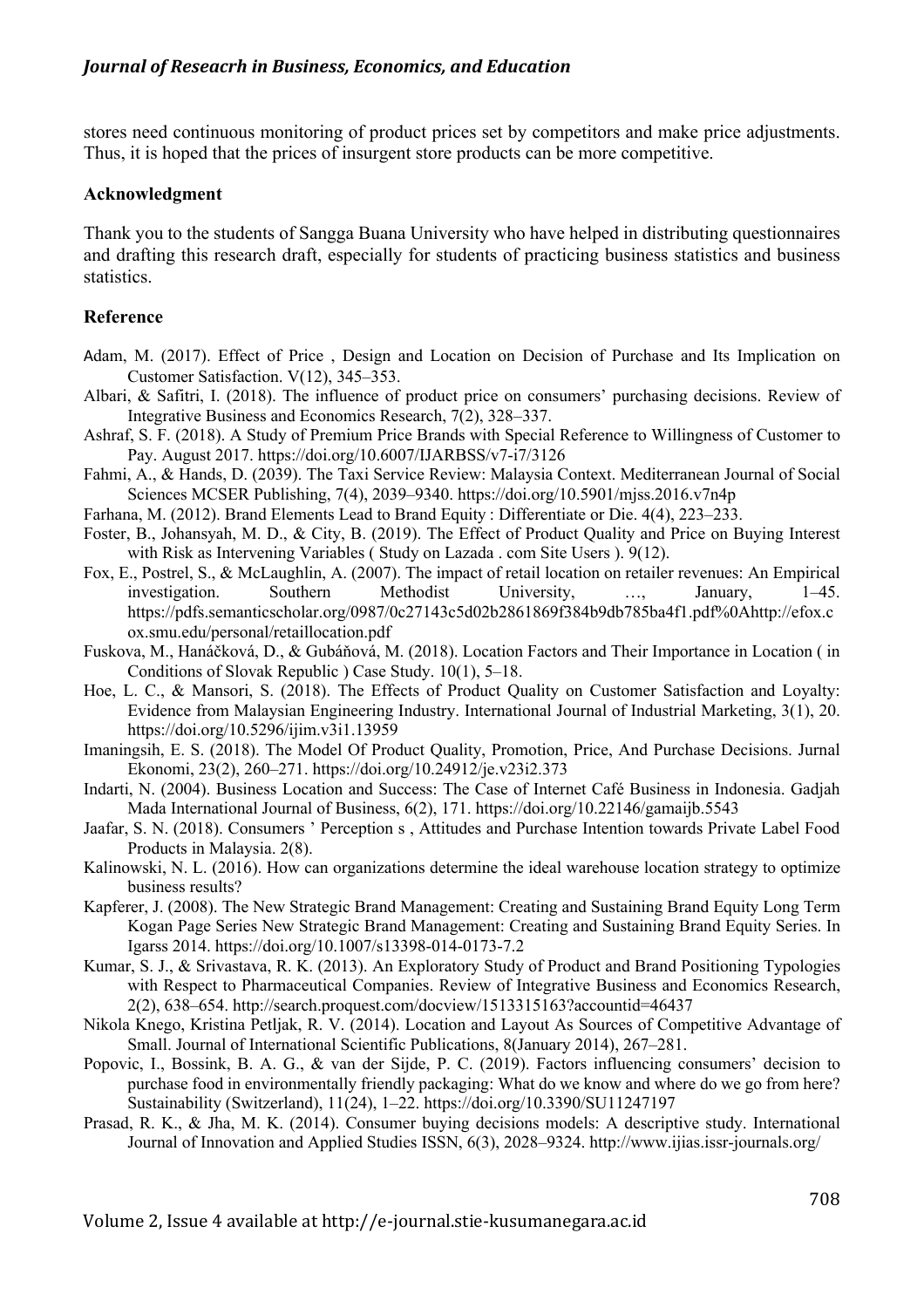stores need continuous monitoring of product prices set by competitors and make price adjustments. Thus, it is hoped that the prices of insurgent store products can be more competitive.

**Acknowledgment**

Thank you to the students of Sangga Buana University who have helped in distributing questionnaires and drafting this research draft, especially for students of practicing business statistics and business statistics.

**Reference**

Adam, M. (2017). Effect of Price , Design and Location on Decision of Purchase and Its Implication on Customer Satisfaction. V(12), 345–353.

Albari, & Safitri, I. (2018). The influence of product price on consumers' purchasing decisions. Review of Integrative Business and Economics Research, 7(2), 328–337.

Ashraf, S. F. (2018). A Study of Premium Price Brands with Special Reference to Willingness of Customer to Pay. August 2017. https://doi.org/10.6007/IJARBSS/v7-i7/3126

Fahmi, A., & Hands, D. (2039). The Taxi Service Review: Malaysia Context. Mediterranean Journal of Social Sciences MCSER Publishing, 7(4), 2039–9340. https://doi.org/10.5901/mjss.2016.v7n4p

Farhana, M. (2012). Brand Elements Lead to Brand Equity : Differentiate or Die. 4(4), 223–233.

Foster, B., Johansyah, M. D., & City, B. (2019). The Effect of Product Quality and Price on Buying Interest with Risk as Intervening Variables ( Study on Lazada . com Site Users ). 9(12).

Fox, E., Postrel, S., & McLaughlin, A. (2007). The impact of retail location on retailer revenues: An Empirical investigation. Southern Methodist University, …, January, 1–45. https://pdfs.semanticscholar.org/0987/0c27143c5d02b2861869f384b9db785ba4f1.pdf%0Ahttp://efox.cox.smu.edu/personal/retaillocation.pdf

Fuskova, M., Hanáčková, D., & Gubáňová, M. (2018). Location Factors and Their Importance in Location ( in Conditions of Slovak Republic ) Case Study. 10(1), 5–18.

Hoe, L. C., & Mansori, S. (2018). The Effects of Product Quality on Customer Satisfaction and Loyalty: Evidence from Malaysian Engineering Industry. International Journal of Industrial Marketing, 3(1), 20. https://doi.org/10.5296/ijim.v3i1.13959

Imaningsih, E. S. (2018). The Model Of Product Quality, Promotion, Price, And Purchase Decisions. Jurnal Ekonomi, 23(2), 260–271. https://doi.org/10.24912/je.v23i2.373

Indarti, N. (2004). Business Location and Success: The Case of Internet Café Business in Indonesia. Gadjah Mada International Journal of Business, 6(2), 171. https://doi.org/10.22146/gamaijb.5543

Jaafar, S. N. (2018). Consumers ' Perception s , Attitudes and Purchase Intention towards Private Label Food Products in Malaysia. 2(8).

Kalinowski, N. L. (2016). How can organizations determine the ideal warehouse location strategy to optimize business results?

Kapferer, J. (2008). The New Strategic Brand Management: Creating and Sustaining Brand Equity Long Term Kogan Page Series New Strategic Brand Management: Creating and Sustaining Brand Equity Series. In Igarss 2014. https://doi.org/10.1007/s13398-014-0173-7.2

Kumar, S. J., & Srivastava, R. K. (2013). An Exploratory Study of Product and Brand Positioning Typologies with Respect to Pharmaceutical Companies. Review of Integrative Business and Economics Research, 2(2), 638–654. http://search.proquest.com/docview/1513315163?accountid=46437

Nikola Knego, Kristina Petljak, R. V. (2014). Location and Layout As Sources of Competitive Advantage of Small. Journal of International Scientific Publications, 8(January 2014), 267–281.

Popovic, I., Bossink, B. A. G., & van der Sijde, P. C. (2019). Factors influencing consumers' decision to purchase food in environmentally friendly packaging: What do we know and where do we go from here? Sustainability (Switzerland), 11(24), 1–22. https://doi.org/10.3390/SU11247197

Prasad, R. K., & Jha, M. K. (2014). Consumer buying decisions models: A descriptive study. International Journal of Innovation and Applied Studies ISSN, 6(3), 2028–9324. http://www.ijias.issr-journals.org/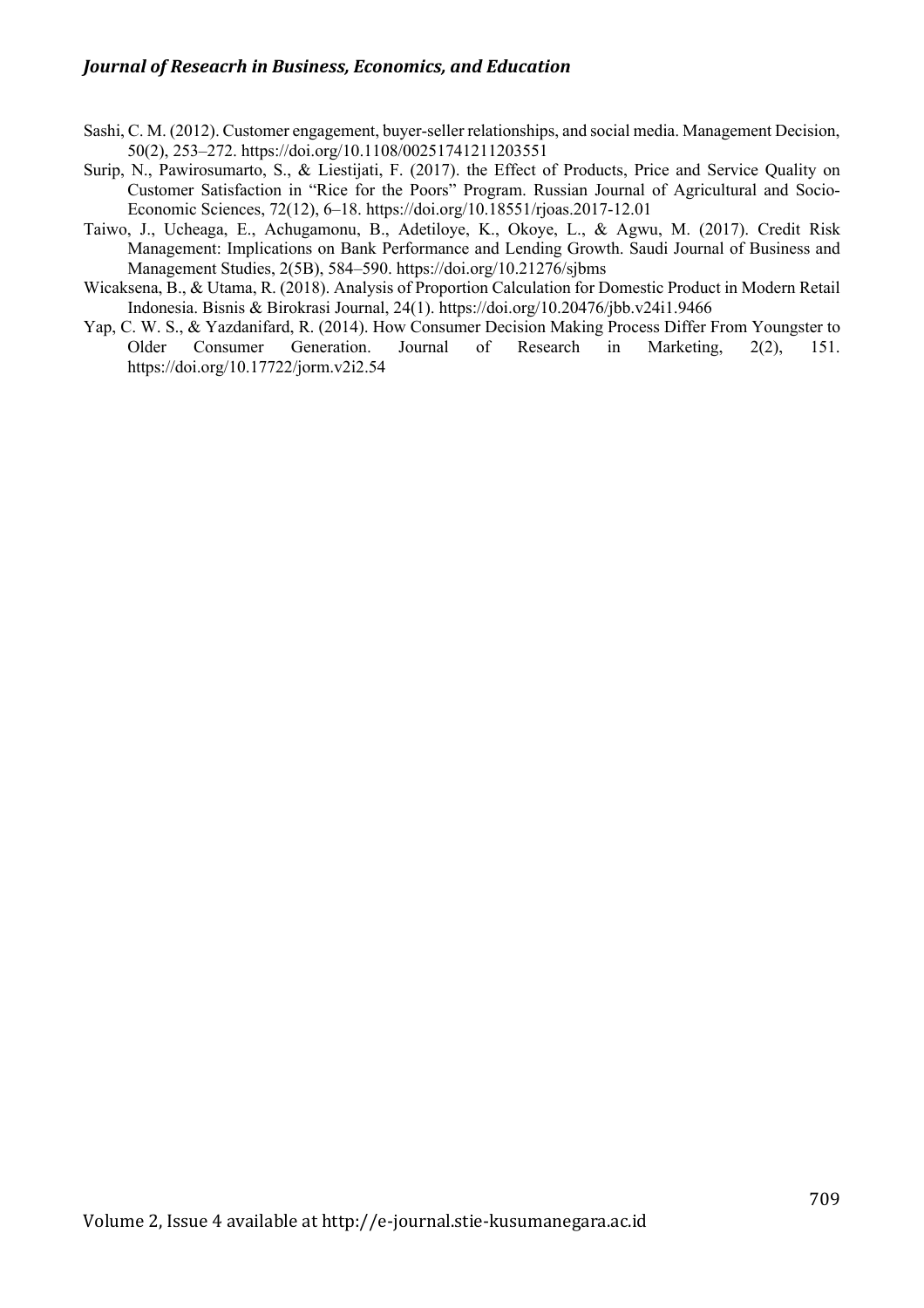Sashi, C. M. (2012). Customer engagement, buyer-seller relationships, and social media. Management Decision, 50(2), 253–272. https://doi.org/10.1108/00251741211203551

Surip, N., Pawirosumarto, S., & Liestijati, F. (2017). the Effect of Products, Price and Service Quality on Customer Satisfaction in "Rice for the Poors" Program. Russian Journal of Agricultural and Socio-Economic Sciences, 72(12), 6–18. https://doi.org/10.18551/rjoas.2017-12.01

Taiwo, J., Ucheaga, E., Achugamonu, B., Adetiloye, K., Okoye, L., & Agwu, M. (2017). Credit Risk Management: Implications on Bank Performance and Lending Growth. Saudi Journal of Business and Management Studies, 2(5B), 584–590. https://doi.org/10.21276/sjbms

Wicaksena, B., & Utama, R. (2018). Analysis of Proportion Calculation for Domestic Product in Modern Retail Indonesia. Bisnis & Birokrasi Journal, 24(1). https://doi.org/10.20476/jbb.v24i1.9466

Yap, C. W. S., & Yazdanifard, R. (2014). How Consumer Decision Making Process Differ From Youngster to Older Consumer Generation. Journal of Research in Marketing, 2(2), 151. https://doi.org/10.17722/jorm.v2i2.54